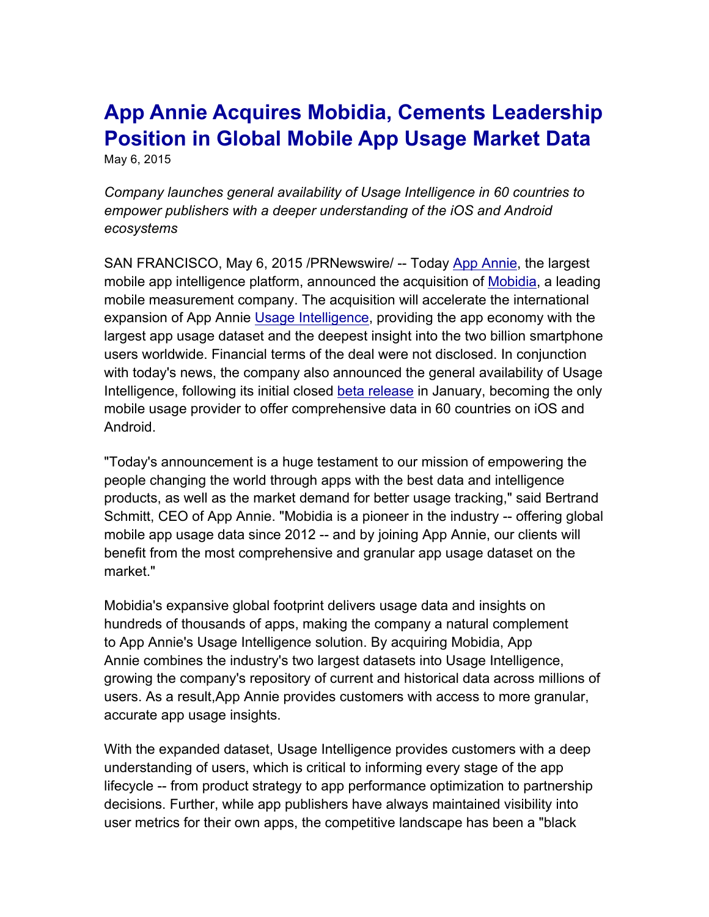# App Annie Acquires Mobidia, Cements Leadership Position in Global Mobile App Usage Market Data

May 6, 2015

*Company launches general availability of Usage Intelligence in 60 countries to empower publishers with a deeper understanding of the iOS and Android ecosystems*

SAN FRANCISCO, May 6, 2015 /PRNewswire/ -- Today App Annie, the largest mobile app intelligence platform, announced the acquisition of Mobidia, a leading mobile measurement company. The acquisition will accelerate the international expansion of App Annie Usage Intelligence, providing the app economy with the largest app usage dataset and the deepest insight into the two billion smartphone users worldwide. Financial terms of the deal were not disclosed. In conjunction with today's news, the company also announced the general availability of Usage Intelligence, following its initial closed beta release in January, becoming the only mobile usage provider to offer comprehensive data in 60 countries on iOS and Android.

"Today's announcement is a huge testament to our mission of empowering the people changing the world through apps with the best data and intelligence products, as well as the market demand for better usage tracking," said Bertrand Schmitt, CEO of App Annie. "Mobidia is a pioneer in the industry -- offering global mobile app usage data since 2012 -- and by joining App Annie, our clients will benefit from the most comprehensive and granular app usage dataset on the market."

Mobidia's expansive global footprint delivers usage data and insights on hundreds of thousands of apps, making the company a natural complement to App Annie's Usage Intelligence solution. By acquiring Mobidia, App Annie combines the industry's two largest datasets into Usage Intelligence, growing the company's repository of current and historical data across millions of users. As a result,App Annie provides customers with access to more granular, accurate app usage insights.

With the expanded dataset, Usage Intelligence provides customers with a deep understanding of users, which is critical to informing every stage of the app lifecycle -- from product strategy to app performance optimization to partnership decisions. Further, while app publishers have always maintained visibility into user metrics for their own apps, the competitive landscape has been a "black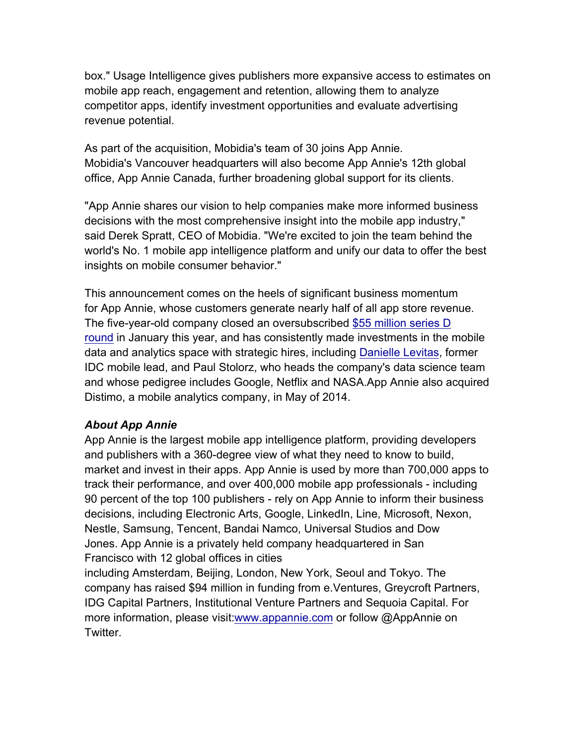box." Usage Intelligence gives publishers more expansive access to estimates on mobile app reach, engagement and retention, allowing them to analyze competitor apps, identify investment opportunities and evaluate advertising revenue potential.

As part of the acquisition, Mobidia's team of 30 joins App Annie. Mobidia's Vancouver headquarters will also become App Annie's 12th global office, App Annie Canada, further broadening global support for its clients.

"App Annie shares our vision to help companies make more informed business decisions with the most comprehensive insight into the mobile app industry," said Derek Spratt, CEO of Mobidia. "We're excited to join the team behind the world's No. 1 mobile app intelligence platform and unify our data to offer the best insights on mobile consumer behavior."

This announcement comes on the heels of significant business momentum for App Annie, whose customers generate nearly half of all app store revenue. The five-year-old company closed an oversubscribed $55 million series D round in January this year, and has consistently made investments in the mobile data and analytics space with strategic hires, including Danielle Levitas, former IDC mobile lead, and Paul Stolorz, who heads the company's data science team and whose pedigree includes Google, Netflix and NASA.App Annie also acquired Distimo, a mobile analytics company, in May of 2014.

***About App Annie***

App Annie is the largest mobile app intelligence platform, providing developers and publishers with a 360-degree view of what they need to know to build, market and invest in their apps. App Annie is used by more than 700,000 apps to track their performance, and over 400,000 mobile app professionals - including 90 percent of the top 100 publishers - rely on App Annie to inform their business decisions, including Electronic Arts, Google, LinkedIn, Line, Microsoft, Nexon, Nestle, Samsung, Tencent, Bandai Namco, Universal Studios and Dow Jones. App Annie is a privately held company headquartered in San Francisco with 12 global offices in cities including Amsterdam, Beijing, London, New York, Seoul and Tokyo. The company has raised $94 million in funding from e.Ventures, Greycroft Partners, IDG Capital Partners, Institutional Venture Partners and Sequoia Capital. For more information, please visit:www.appannie.com or follow @AppAnnie on Twitter.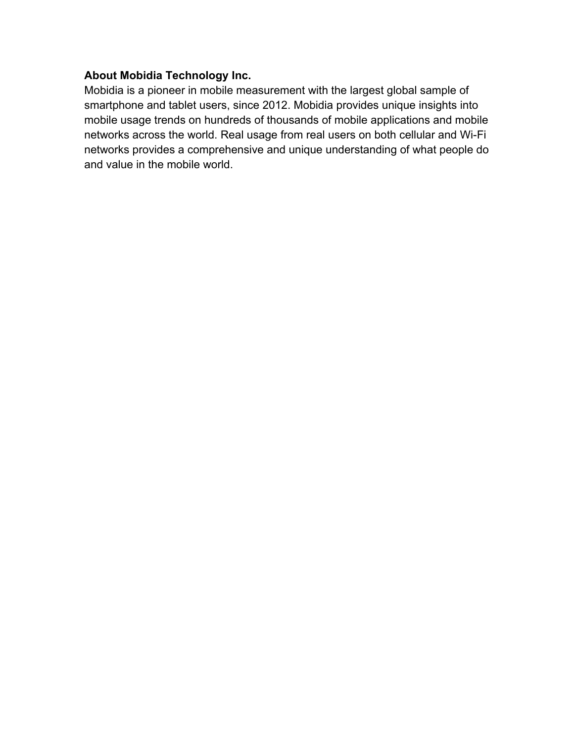**About Mobidia Technology Inc.**

Mobidia is a pioneer in mobile measurement with the largest global sample of smartphone and tablet users, since 2012. Mobidia provides unique insights into mobile usage trends on hundreds of thousands of mobile applications and mobile networks across the world. Real usage from real users on both cellular and Wi-Fi networks provides a comprehensive and unique understanding of what people do and value in the mobile world.